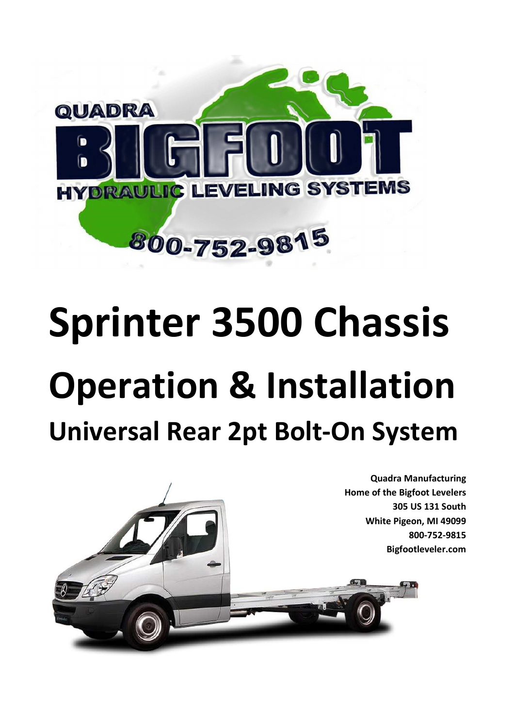QUADRA

BIGFOOT

HYDRAULIC LEVELING SYSTEMS

800-752-9815

# Sprinter 3500 Chassis

# Operation & Installation

## Universal Rear 2pt Bolt-On System

**Quadra Manufacturing**
**Home of the Bigfoot Levelers**
**305 US 131 South**
**White Pigeon, MI 49099**
**800-752-9815**
**Bigfootleveler.com**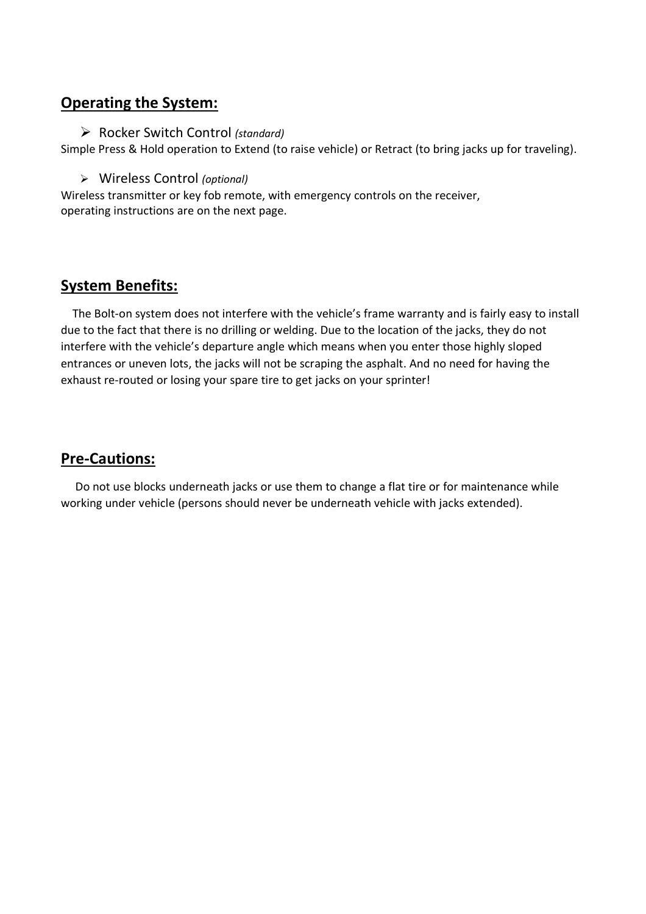## Operating the System:

- Rocker Switch Control *(standard)*

Simple Press & Hold operation to Extend (to raise vehicle) or Retract (to bring jacks up for traveling).

- Wireless Control *(optional)*

Wireless transmitter or key fob remote, with emergency controls on the receiver, operating instructions are on the next page.

## System Benefits:

The Bolt-on system does not interfere with the vehicle's frame warranty and is fairly easy to install due to the fact that there is no drilling or welding. Due to the location of the jacks, they do not interfere with the vehicle's departure angle which means when you enter those highly sloped entrances or uneven lots, the jacks will not be scraping the asphalt. And no need for having the exhaust re-routed or losing your spare tire to get jacks on your sprinter!

## Pre-Cautions:

Do not use blocks underneath jacks or use them to change a flat tire or for maintenance while working under vehicle (persons should never be underneath vehicle with jacks extended).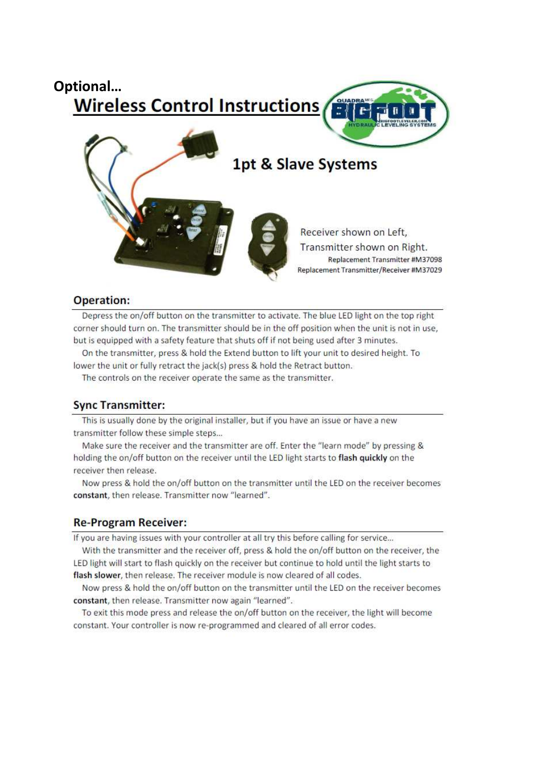**Optional…**

# Wireless Control Instructions

## 1pt & Slave Systems

Receiver shown on Left,
Transmitter shown on Right.

Replacement Transmitter #M37098
Replacement Transmitter/Receiver #M37029

### Operation:

Depress the on/off button on the transmitter to activate. The blue LED light on the top right corner should turn on. The transmitter should be in the off position when the unit is not in use, but is equipped with a safety feature that shuts off if not being used after 3 minutes.

On the transmitter, press & hold the Extend button to lift your unit to desired height. To lower the unit or fully retract the jack(s) press & hold the Retract button.

The controls on the receiver operate the same as the transmitter.

### Sync Transmitter:

This is usually done by the original installer, but if you have an issue or have a new transmitter follow these simple steps…

Make sure the receiver and the transmitter are off. Enter the "learn mode" by pressing & holding the on/off button on the receiver until the LED light starts to **flash quickly** on the receiver then release.

Now press & hold the on/off button on the transmitter until the LED on the receiver becomes **constant**, then release. Transmitter now "learned".

### Re-Program Receiver:

If you are having issues with your controller at all try this before calling for service…

With the transmitter and the receiver off, press & hold the on/off button on the receiver, the LED light will start to flash quickly on the receiver but continue to hold until the light starts to **flash slower**, then release. The receiver module is now cleared of all codes.

Now press & hold the on/off button on the transmitter until the LED on the receiver becomes **constant**, then release. Transmitter now again "learned".

To exit this mode press and release the on/off button on the receiver, the light will become constant. Your controller is now re-programmed and cleared of all error codes.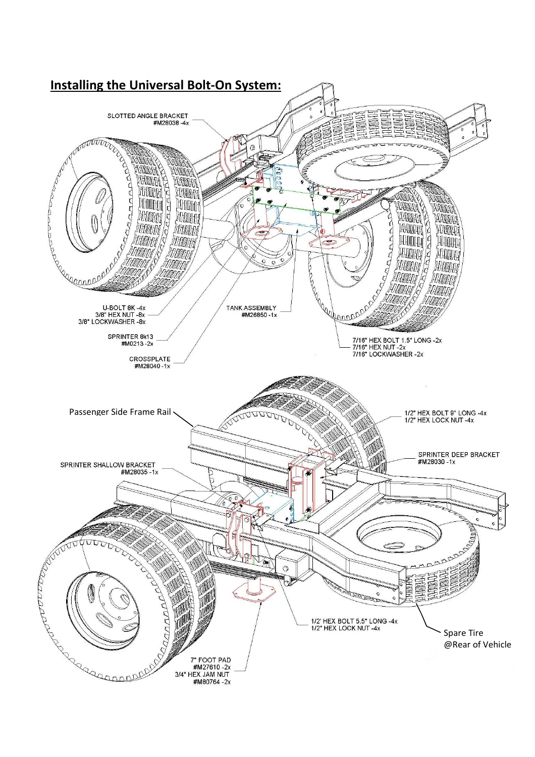## Installing the Universal Bolt-On System:

SLOTTED ANGLE BRACKET
#M28038 -4x

U-BOLT 8K -4x
3/8" HEX NUT -8x
3/8" LOCKWASHER -8x

TANK ASSEMBLY
#M26850 -1x

SPRINTER 8k13
#M0213 -2x

CROSSPLATE
#M28040 -1x

7/16" HEX BOLT 1.5" LONG -2x
7/16" HEX NUT -2x
7/16" LOCKWASHER -2x

Passenger Side Frame Rail

1/2" HEX BOLT 9" LONG -4x
1/2" HEX LOCK NUT -4x

SPRINTER DEEP BRACKET
#M28030 -1x

SPRINTER SHALLOW BRACKET
#M28035 -1x

1/2' HEX BOLT 5.5" LONG -4x
1/2" HEX LOCK NUT -4x

Spare Tire
@Rear of Vehicle

7" FOOT PAD
#M27610 -2x
3/4" HEX JAM NUT
#M80764 -2x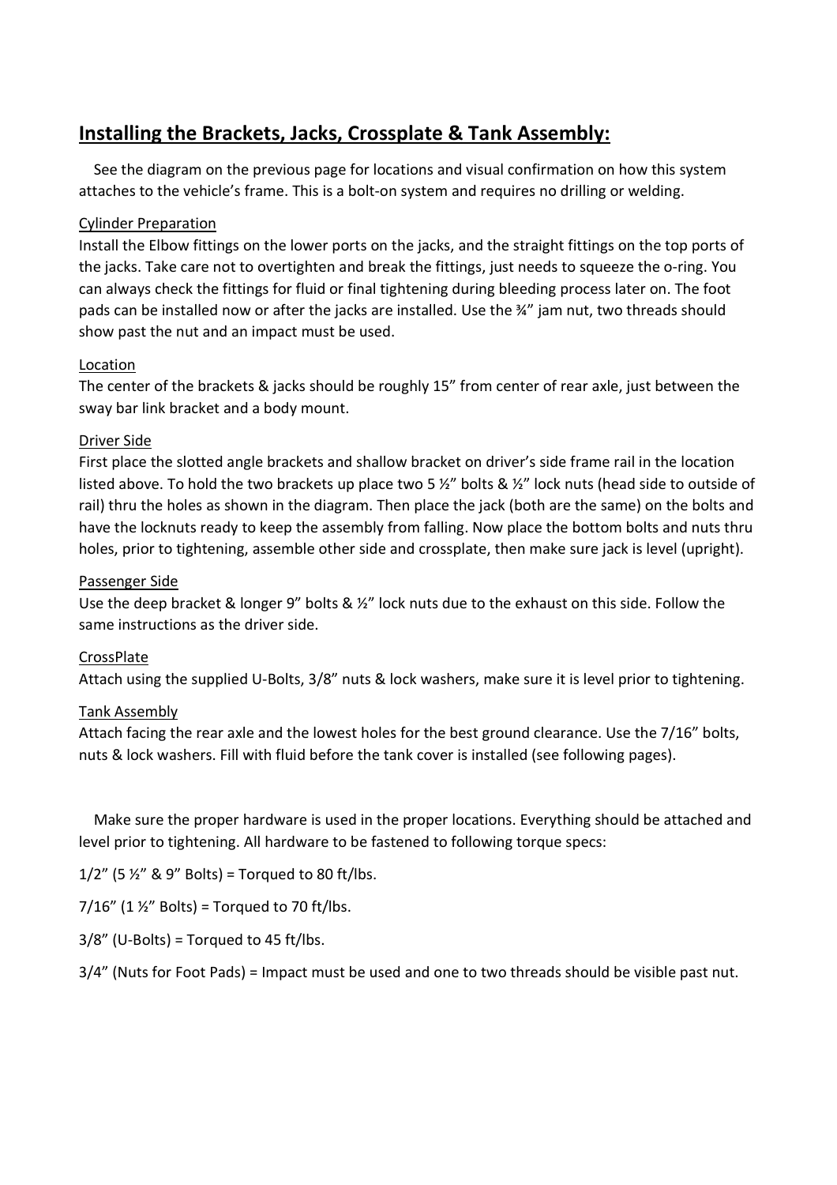## **Installing the Brackets, Jacks, Crossplate & Tank Assembly:**

See the diagram on the previous page for locations and visual confirmation on how this system attaches to the vehicle's frame. This is a bolt-on system and requires no drilling or welding.

Cylinder Preparation

Install the Elbow fittings on the lower ports on the jacks, and the straight fittings on the top ports of the jacks. Take care not to overtighten and break the fittings, just needs to squeeze the o-ring. You can always check the fittings for fluid or final tightening during bleeding process later on. The foot pads can be installed now or after the jacks are installed. Use the ¾" jam nut, two threads should show past the nut and an impact must be used.

Location

The center of the brackets & jacks should be roughly 15" from center of rear axle, just between the sway bar link bracket and a body mount.

Driver Side

First place the slotted angle brackets and shallow bracket on driver's side frame rail in the location listed above. To hold the two brackets up place two 5 ½" bolts & ½" lock nuts (head side to outside of rail) thru the holes as shown in the diagram. Then place the jack (both are the same) on the bolts and have the locknuts ready to keep the assembly from falling. Now place the bottom bolts and nuts thru holes, prior to tightening, assemble other side and crossplate, then make sure jack is level (upright).

Passenger Side

Use the deep bracket & longer 9" bolts & ½" lock nuts due to the exhaust on this side. Follow the same instructions as the driver side.

CrossPlate

Attach using the supplied U-Bolts, 3/8" nuts & lock washers, make sure it is level prior to tightening.

Tank Assembly

Attach facing the rear axle and the lowest holes for the best ground clearance. Use the 7/16" bolts, nuts & lock washers. Fill with fluid before the tank cover is installed (see following pages).

Make sure the proper hardware is used in the proper locations. Everything should be attached and level prior to tightening. All hardware to be fastened to following torque specs:

1/2" (5 ½" & 9" Bolts) = Torqued to 80 ft/lbs.

7/16" (1 ½" Bolts) = Torqued to 70 ft/lbs.

3/8" (U-Bolts) = Torqued to 45 ft/lbs.

3/4" (Nuts for Foot Pads) = Impact must be used and one to two threads should be visible past nut.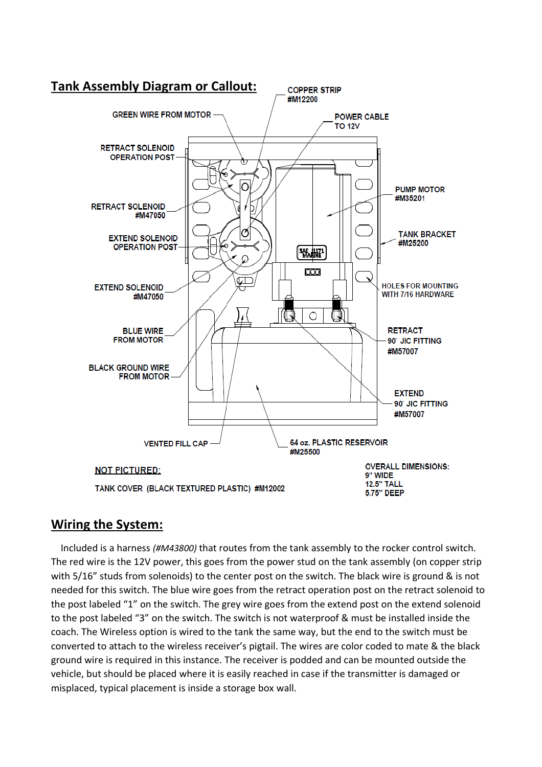## Tank Assembly Diagram or Callout:

COPPER STRIP
#M12200

GREEN WIRE FROM MOTOR

POWER CABLE
TO 12V

RETRACT SOLENOID
OPERATION POST

RETRACT SOLENOID
#M47050

EXTEND SOLENOID
OPERATION POST

EXTEND SOLENOID
#M47050

BLUE WIRE
FROM MOTOR

BLACK GROUND WIRE
FROM MOTOR

PUMP MOTOR
#M35201

TANK BRACKET
#M25200

HOLES FOR MOUNTING
WITH 7/16 HARDWARE

RETRACT
90° JIC FITTING
#M57007

EXTEND
90° JIC FITTING
#M57007

VENTED FILL CAP

64 oz. PLASTIC RESERVOIR
#M25500

NOT PICTURED:

TANK COVER (BLACK TEXTURED PLASTIC) #M12002

OVERALL DIMENSIONS:
9" WIDE
12.5" TALL
5.75" DEEP

## Wiring the System:

Included is a harness *(#M43800)* that routes from the tank assembly to the rocker control switch. The red wire is the 12V power, this goes from the power stud on the tank assembly (on copper strip with 5/16" studs from solenoids) to the center post on the switch. The black wire is ground & is not needed for this switch. The blue wire goes from the retract operation post on the retract solenoid to the post labeled "1" on the switch. The grey wire goes from the extend post on the extend solenoid to the post labeled "3" on the switch. The switch is not waterproof & must be installed inside the coach. The Wireless option is wired to the tank the same way, but the end to the switch must be converted to attach to the wireless receiver's pigtail. The wires are color coded to mate & the black ground wire is required in this instance. The receiver is podded and can be mounted outside the vehicle, but should be placed where it is easily reached in case if the transmitter is damaged or misplaced, typical placement is inside a storage box wall.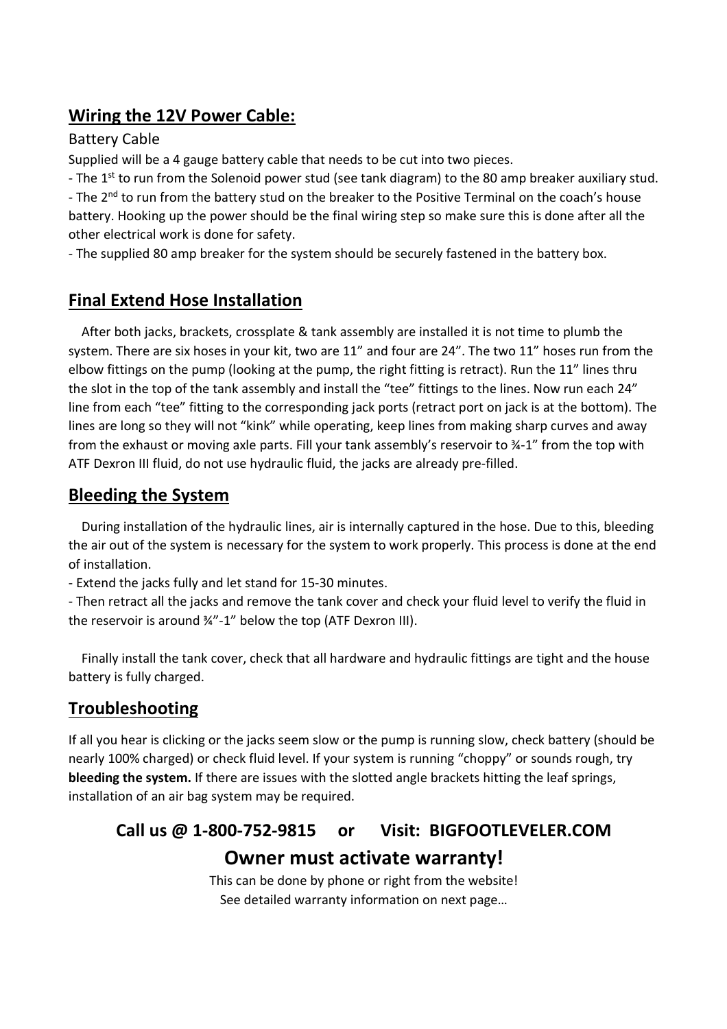## Wiring the 12V Power Cable:

### Battery Cable

Supplied will be a 4 gauge battery cable that needs to be cut into two pieces.

- The 1st to run from the Solenoid power stud (see tank diagram) to the 80 amp breaker auxiliary stud.
- The 2nd to run from the battery stud on the breaker to the Positive Terminal on the coach's house battery. Hooking up the power should be the final wiring step so make sure this is done after all the other electrical work is done for safety.
- The supplied 80 amp breaker for the system should be securely fastened in the battery box.

## Final Extend Hose Installation

After both jacks, brackets, crossplate & tank assembly are installed it is not time to plumb the system. There are six hoses in your kit, two are 11" and four are 24". The two 11" hoses run from the elbow fittings on the pump (looking at the pump, the right fitting is retract). Run the 11" lines thru the slot in the top of the tank assembly and install the "tee" fittings to the lines. Now run each 24" line from each "tee" fitting to the corresponding jack ports (retract port on jack is at the bottom). The lines are long so they will not "kink" while operating, keep lines from making sharp curves and away from the exhaust or moving axle parts. Fill your tank assembly's reservoir to ¾-1" from the top with ATF Dexron III fluid, do not use hydraulic fluid, the jacks are already pre-filled.

## Bleeding the System

During installation of the hydraulic lines, air is internally captured in the hose. Due to this, bleeding the air out of the system is necessary for the system to work properly. This process is done at the end of installation.

- Extend the jacks fully and let stand for 15-30 minutes.
- Then retract all the jacks and remove the tank cover and check your fluid level to verify the fluid in the reservoir is around ¾"-1" below the top (ATF Dexron III).

Finally install the tank cover, check that all hardware and hydraulic fittings are tight and the house battery is fully charged.

## Troubleshooting

If all you hear is clicking or the jacks seem slow or the pump is running slow, check battery (should be nearly 100% charged) or check fluid level. If your system is running "choppy" or sounds rough, try **bleeding the system.** If there are issues with the slotted angle brackets hitting the leaf springs, installation of an air bag system may be required.

**Call us @ 1-800-752-9815 or Visit: BIGFOOTLEVELER.COM**

**Owner must activate warranty!**

This can be done by phone or right from the website!

See detailed warranty information on next page…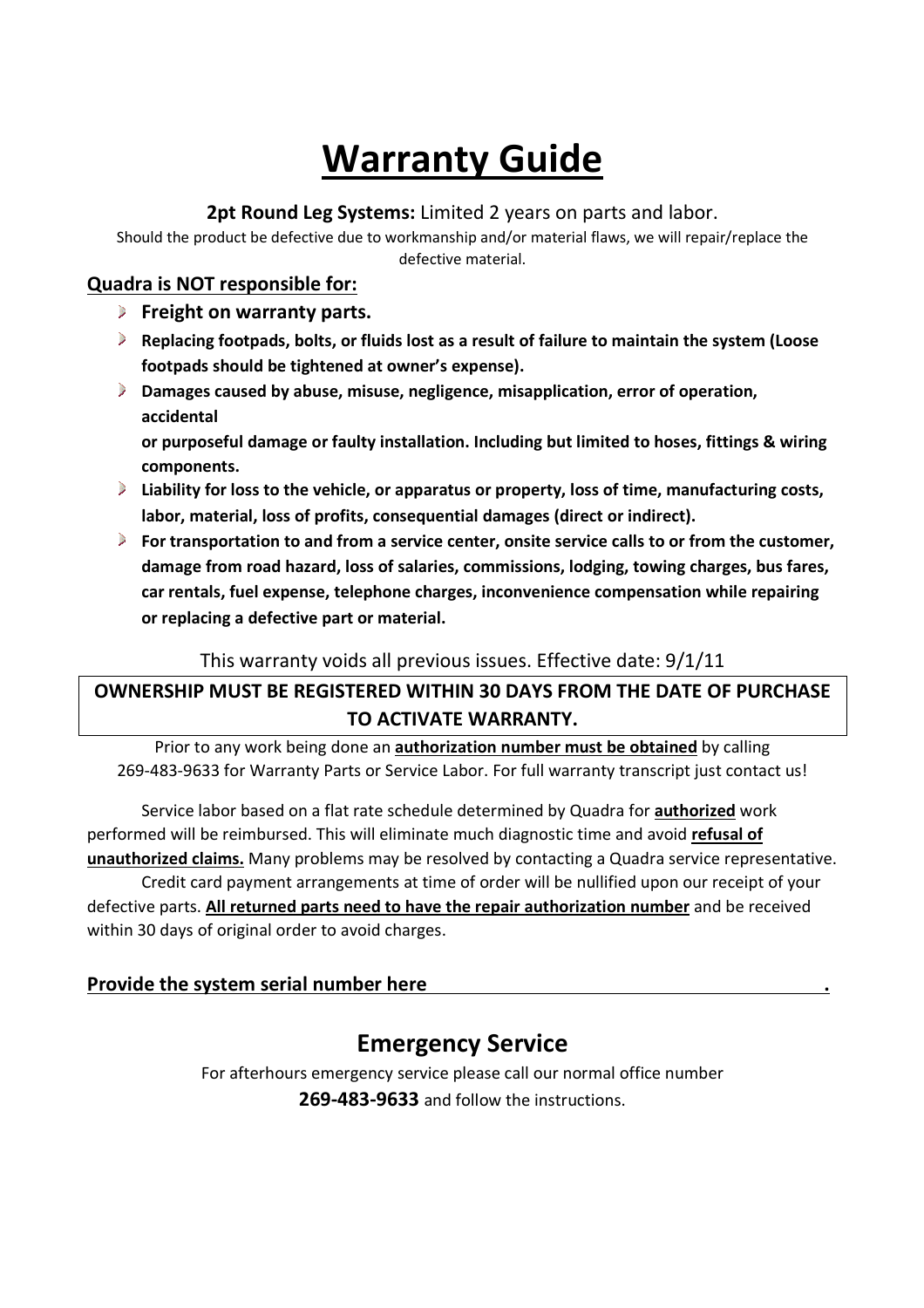# Warranty Guide

**2pt Round Leg Systems:** Limited 2 years on parts and labor.

Should the product be defective due to workmanship and/or material flaws, we will repair/replace the defective material.

**Quadra is NOT responsible for:**

- **Freight on warranty parts.**
- **Replacing footpads, bolts, or fluids lost as a result of failure to maintain the system (Loose footpads should be tightened at owner's expense).**
- **Damages caused by abuse, misuse, negligence, misapplication, error of operation, accidental or purposeful damage or faulty installation. Including but limited to hoses, fittings & wiring components.**
- **Liability for loss to the vehicle, or apparatus or property, loss of time, manufacturing costs, labor, material, loss of profits, consequential damages (direct or indirect).**
- **For transportation to and from a service center, onsite service calls to or from the customer, damage from road hazard, loss of salaries, commissions, lodging, towing charges, bus fares, car rentals, fuel expense, telephone charges, inconvenience compensation while repairing or replacing a defective part or material.**

This warranty voids all previous issues. Effective date: 9/1/11

**OWNERSHIP MUST BE REGISTERED WITHIN 30 DAYS FROM THE DATE OF PURCHASE TO ACTIVATE WARRANTY.**

Prior to any work being done an **authorization number must be obtained** by calling 269-483-9633 for Warranty Parts or Service Labor. For full warranty transcript just contact us!

Service labor based on a flat rate schedule determined by Quadra for **authorized** work performed will be reimbursed. This will eliminate much diagnostic time and avoid **refusal of unauthorized claims.** Many problems may be resolved by contacting a Quadra service representative.

Credit card payment arrangements at time of order will be nullified upon our receipt of your defective parts. **All returned parts need to have the repair authorization number** and be received within 30 days of original order to avoid charges.

**Provide the system serial number here \_\_\_\_\_\_\_\_\_\_\_\_\_\_\_\_\_\_\_\_\_\_\_\_\_\_\_\_\_\_\_\_.**

## Emergency Service

For afterhours emergency service please call our normal office number **269-483-9633** and follow the instructions.